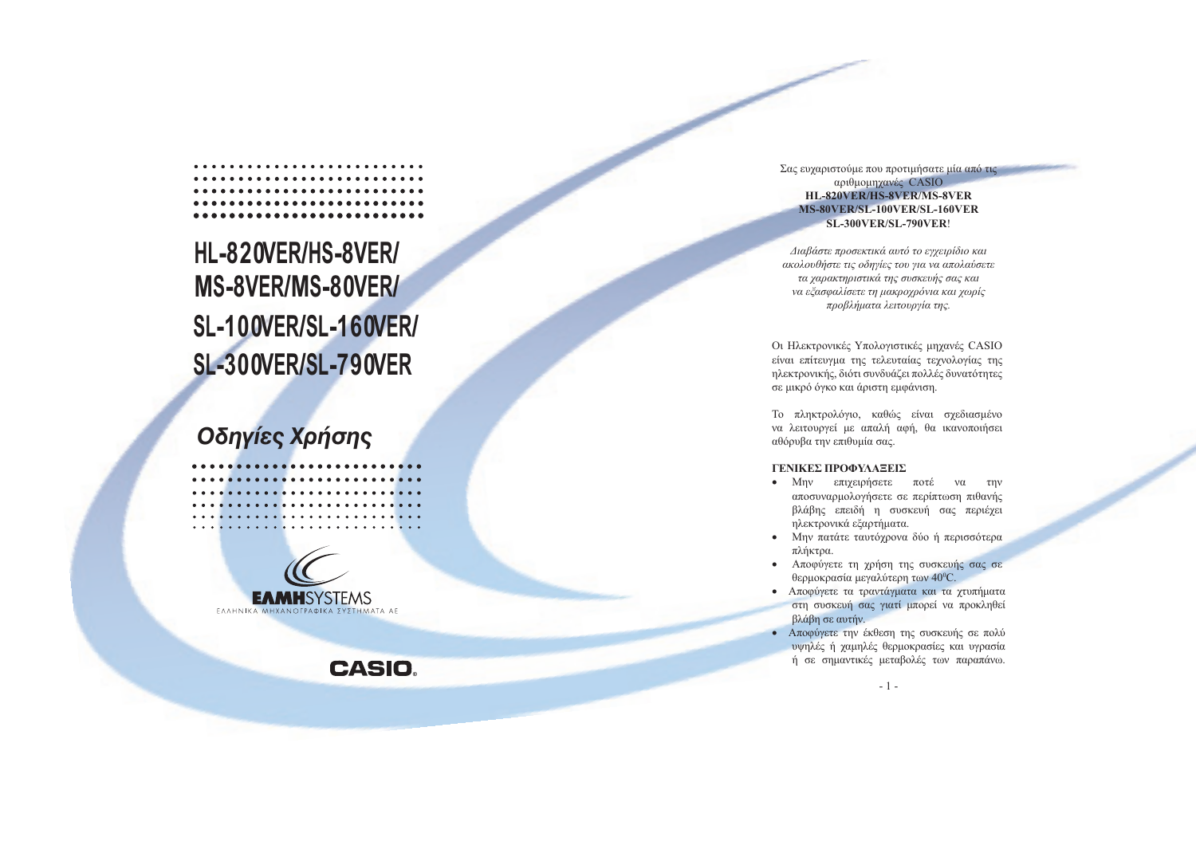# HL-820VER/HS-8VER/ MS-8VER/MS-80VER/ SL-100VER/SL-160VER/ SL-300VER/SL-790VER

## *Οδηγίες Χρήσης*

**ΕΛΜΗ**SYSTEMS
ΕΛΛΗΝΙΚΑ ΜΗΧΑΝΟΓΡΑΦΙΚΑ ΣΥΣΤΗΜΑΤΑ ΑΕ

**CASIO**

Σας ευχαριστούμε που προτιμήσατε μία από τις αριθμομηχανές CASIO **HL-820VER/HS-8VER/MS-8VER MS-80VER/SL-100VER/SL-160VER SL-300VER/SL-790VER**!

*Διαβάστε προσεκτικά αυτό το εγχειρίδιο και ακολουθήστε τις οδηγίες του για να απολαύσετε τα χαρακτηριστικά της συσκευής σας και να εξασφαλίσετε τη μακροχρόνια και χωρίς προβλήματα λειτουργία της.*

Οι Ηλεκτρονικές Υπολογιστικές μηχανές CASIO είναι επίτευγμα της τελευταίας τεχνολογίας της ηλεκτρονικής, διότι συνδυάζει πολλές δυνατότητες σε μικρό όγκο και άριστη εμφάνιση.

Το πληκτρολόγιο, καθώς είναι σχεδιασμένο να λειτουργεί με απαλή αφή, θα ικανοποιήσει αθόρυβα την επιθυμία σας.

**ΓΕΝΙΚΕΣ ΠΡΟΦΥΛΑΞΕΙΣ**

- Μην επιχειρήσετε ποτέ να την αποσυναρμολογήσετε σε περίπτωση πιθανής βλάβης επειδή η συσκευή σας περιέχει ηλεκτρονικά εξαρτήματα.
- Μην πατάτε ταυτόχρονα δύο ή περισσότερα πλήκτρα.
- Αποφύγετε τη χρήση της συσκευής σας σε θερμοκρασία μεγαλύτερη των 40°C.
- Αποφύγετε τα τραντάγματα και τα χτυπήματα στη συσκευή σας γιατί μπορεί να προκληθεί βλάβη σε αυτήν.
- Αποφύγετε την έκθεση της συσκευής σε πολύ υψηλές ή χαμηλές θερμοκρασίες και υγρασία ή σε σημαντικές μεταβολές των παραπάνω.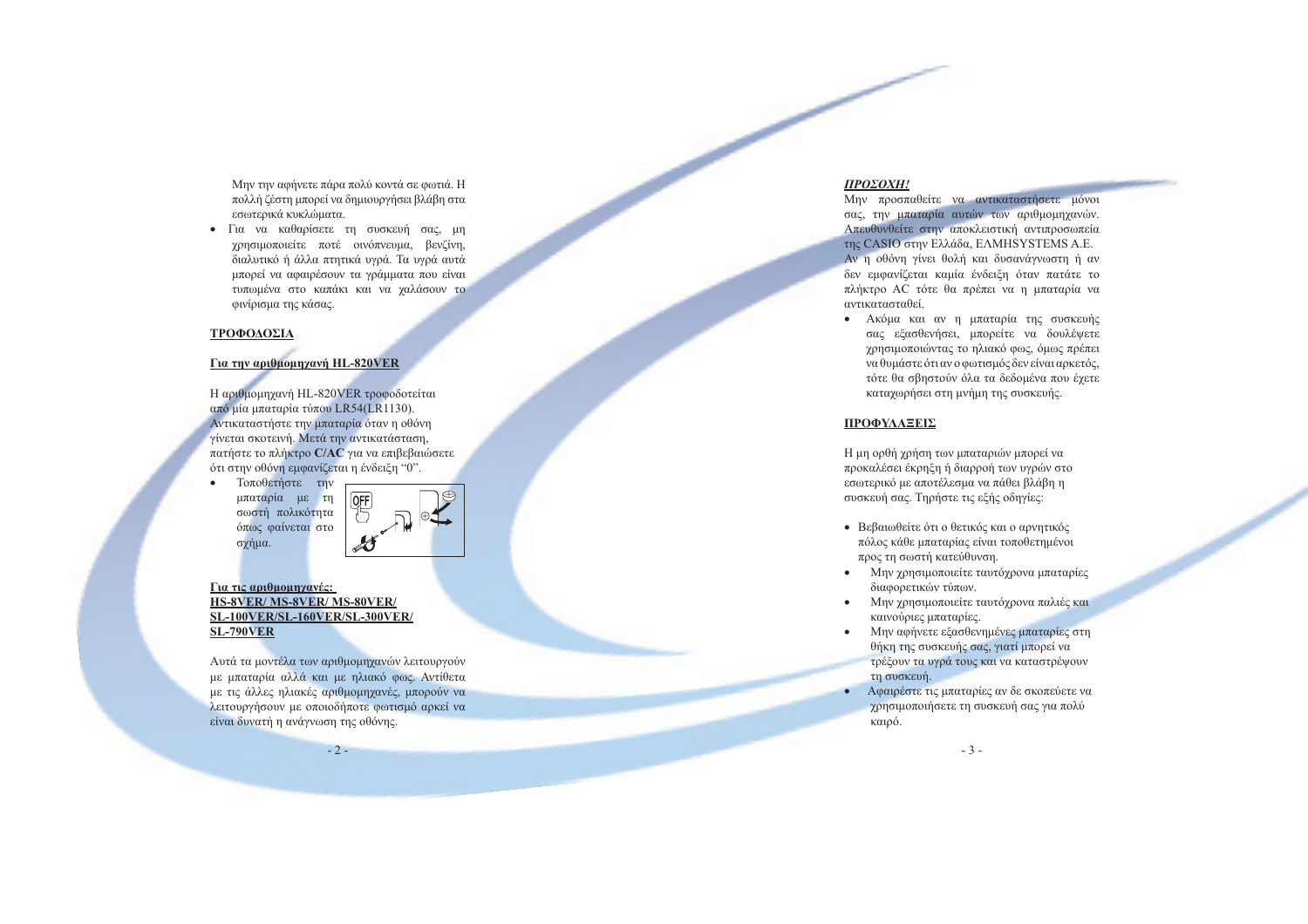Μην την αφήνετε πάρα πολύ κοντά σε φωτιά. Η πολλή ζέστη μπορεί να δημιουργήσει βλάβη στα εσωτερικά κυκλώματα.

- Για να καθαρίσετε τη συσκευή σας, μη χρησιμοποιείτε ποτέ οινόπνευμα, βενζίνη, διαλυτικό ή άλλα πτητικά υγρά. Τα υγρά αυτά μπορεί να αφαιρέσουν τα γράμματα που είναι τυπωμένα στο καπάκι και να χαλάσουν το φινίρισμα της κάσας.

## ΤΡΟΦΟΔΟΣΙΑ

### Για την αριθμομηχανή HL-820VER

Η αριθμομηχανή HL-820VER τροφοδοτείται από μία μπαταρία τύπου LR54(LR1130). Αντικαταστήστε την μπαταρία όταν η οθόνη γίνεται σκοτεινή. Μετά την αντικατάσταση, πατήστε το πλήκτρο **C/AC** για να επιβεβαιώσετε ότι στην οθόνη εμφανίζεται η ένδειξη "0".

- Τοποθετήστε την μπαταρία με τη σωστή πολικότητα όπως φαίνεται στο σχήμα.

### Για τις αριθμομηχανές: HS-8VER/ MS-8VER/ MS-80VER/ SL-100VER/SL-160VER/SL-300VER/ SL-790VER

Αυτά τα μοντέλα των αριθμομηχανών λειτουργούν με μπαταρία αλλά και με ηλιακό φως. Αντίθετα με τις άλλες ηλιακές αριθμομηχανές, μπορούν να λειτουργήσουν με οποιοδήποτε φωτισμό αρκεί να είναι δυνατή η ανάγνωση της οθόνης.

***ΠΡΟΣΟΧΗ!***

Μην προσπαθείτε να αντικαταστήσετε μόνοι σας, την μπαταρία αυτών των αριθμομηχανών. Απευθυνθείτε στην αποκλειστική αντιπροσωπεία της CASIO στην Ελλάδα, ΕΛΜΗSYSTEMS A.E.

Αν η οθόνη γίνει θολή και δυσανάγνωστη ή αν δεν εμφανίζεται καμία ένδειξη όταν πατάτε το πλήκτρο AC τότε θα πρέπει να η μπαταρία να αντικατασταθεί.

- Ακόμα και αν η μπαταρία της συσκευής σας εξασθενήσει, μπορείτε να δουλέψετε χρησιμοποιώντας το ηλιακό φως, όμως πρέπει να θυμάστε ότι αν ο φωτισμός δεν είναι αρκετός, τότε θα σβηστούν όλα τα δεδομένα που έχετε καταχωρήσει στη μνήμη της συσκευής.

## ΠΡΟΦΥΛΑΞΕΙΣ

Η μη ορθή χρήση των μπαταριών μπορεί να προκαλέσει έκρηξη ή διαρροή των υγρών στο εσωτερικό με αποτέλεσμα να πάθει βλάβη η συσκευή σας. Τηρήστε τις εξής οδηγίες:

- Βεβαιωθείτε ότι ο θετικός και ο αρνητικός πόλος κάθε μπαταρίας είναι τοποθετημένοι προς τη σωστή κατεύθυνση.
- Μην χρησιμοποιείτε ταυτόχρονα μπαταρίες διαφορετικών τύπων.
- Μην χρησιμοποιείτε ταυτόχρονα παλιές και καινούριες μπαταρίες.
- Μην αφήνετε εξασθενημένες μπαταρίες στη θήκη της συσκευής σας, γιατί μπορεί να τρέξουν τα υγρά τους και να καταστρέψουν τη συσκευή.
- Αφαιρέστε τις μπαταρίες αν δε σκοπεύετε να χρησιμοποιήσετε τη συσκευή σας για πολύ καιρό.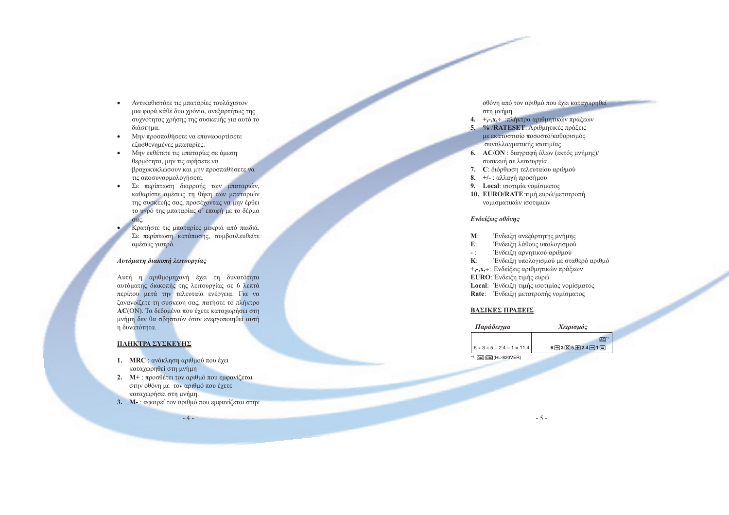- Αντικαθιστάτε τις μπαταρίες τουλάχιστον μια φορά κάθε δυο χρόνια, ανεξαρτήτως της συχνότητας χρήσης της συσκευής για αυτό το διάστημα.
- Μην προσπαθήσετε να επαναφορτίσετε εξασθενημένες μπαταρίες.
- Μην εκθέτετε τις μπαταρίες σε άμεση θερμότητα, μην τις αφήσετε να βραχυκυκλώσουν και μην προσπαθήσετε να τις αποσυναρμολογήσετε.
- Σε περίπτωση διαρροής των μπαταριών, καθαρίστε αμέσως τη θήκη των μπαταριών της συσκευής σας, προσέχοντας να μην έρθει το υγρό της μπαταρίας σ' επαφή με το δέρμα σας.
- Κρατήστε τις μπαταρίες μακριά από παιδιά. Σε περίπτωση κατάποσης, συμβουλευθείτε αμέσως γιατρό.

***Αυτόματη διακοπή λειτουργίας***

Αυτή η αριθμομηχανή έχει τη δυνατότητα αυτόματης διακοπής της λειτουργίας σε 6 λεπτά περίπου μετά την τελευταία ενέργεια. Για να ξανανοίξετε τη συσκευή σας, πατήστε το πλήκτρο **AC**(ON). Τα δεδομένα που έχετε καταχωρήσει στη μνήμη δεν θα σβηστούν όταν ενεργοποιηθεί αυτή η δυνατότητα.

## ΠΛΗΚΤΡΑ ΣΥΣΚΕΥΗΣ

1. **MRC** : ανάκληση αριθμού που έχει καταχωρηθεί στη μνήμη
2. **M+** : προσθέτει τον αριθμό που εμφανίζεται στην οθόνη με τον αριθμό που έχετε καταχωρήσει στη μνήμη.
3. **M-** : αφαιρεί τον αριθμό που εμφανίζεται στην οθόνη από τον αριθμό που έχει καταχωρηθεί στη μνήμη
4. **+,-,x,÷** :πλήκτρα αριθμητικών πράξεων
5. **% /RATESET**: Αριθμητικές πράξεις με εκατοστιαίο ποσοστό/καθορισμός .συναλλαγματικής ισοτιμίας
6. **AC/ON** : διαγραφή όλων (εκτός μνήμης)/ συσκευή σε λειτουργία
7. **C**: διόρθωση τελευταίου αριθμού
8. **+/-** : αλλαγή προσήμου
9. **Local**: ισοτιμία νομίσματος
10. **EURO/RATE**:τιμή ευρώ/μετατροπή νομισματικών ισοτιμιών

***Ενδείξεις οθόνης***

**M**: Ένδειξη ανεξάρτητης μνήμης
**E**: Ένδειξη λάθους υπολογισμού
**-** : Ένδειξη αρνητικού αριθμού
**K**: Ένδειξη υπολογισμού με σταθερό αριθμό
**+,-,x,÷**: Ενδείξεις αριθμητικών πράξεων
**EURO**: Ένδειξη τιμής ευρώ
**Local**: Ένδειξη τιμής ισοτιμίας νομίσματος
**Rate**: Ένδειξη μετατροπής νομίσματος

## ΒΑΣΙΚΕΣ ΠΡΑΞΕΙΣ

| *Παράδειγμα* | *Χειρισμός* |
|---|---|
| 6 ÷ 3 × 5 + 2.4 − 1 = 11.4 | AC[*1] 6 ÷ 3 × 5 + 2.4 − 1 = |

[*1] C/AC C/AC (HL-820VER)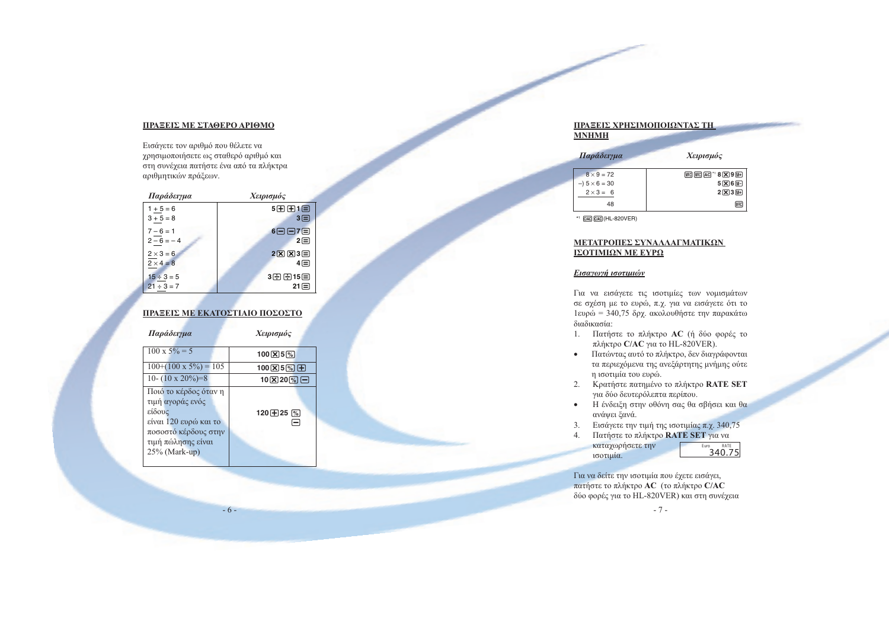## ΠΡΑΞΕΙΣ ΜΕ ΣΤΑΘΕΡΟ ΑΡΙΘΜΟ

Εισάγετε τον αριθμό που θέλετε να χρησιμοποιήσετε ως σταθερό αριθμό και στη συνέχεια πατήστε ένα από τα πλήκτρα αριθμητικών πράξεων.

| *Παράδειγμα* | *Χειρισμός* |
|---|---|
| 1 + 5 = 6<br>3 + 5 = 8 | 5 [+] [+] 1 [=]<br>3 [=] |
| 7 − 6 = 1<br>2 − 6 = − 4 | 6 [−] [−] 7 [=]<br>2 [=] |
| 2 × 3 = 6<br>2 × 4 = 8 | 2 [×] [×] 3 [=]<br>4 [=] |
| 15 ÷ 3 = 5<br>21 ÷ 3 = 7 | 3 [÷] [÷] 15 [=]<br>21 [=] |

## ΠΡΑΞΕΙΣ ΜΕ ΕΚΑΤΟΣΤΙΑΙΟ ΠΟΣΟΣΤΟ

| *Παράδειγμα* | *Χειρισμός* |
|---|---|
| 100 x 5% = 5 | 100 [×] 5 [%] |
| 100+(100 x 5%) = 105 | 100 [×] 5 [%] [+] |
| 10- (10 x 20%)=8 | 10 [×] 20 [%] [−] |
| Ποιό το κέρδος όταν η τιμή αγοράς ενός είδους είναι 120 ευρώ και το ποσοστό κέρδους στην τιμή πώλησης είναι 25% (Mark-up) | 120 [+] 25 [%] [−] |

## ΠΡΑΞΕΙΣ ΧΡΗΣΙΜΟΠΟΙΩΝΤΑΣ ΤΗ ΜΝΗΜΗ

| *Παράδειγμα* | *Χειρισμός* |
|---|---|
| 8 × 9 = 72 | [MRC] [MRC] [AC][*1] 8 [×] 9 [M+] |
| −) 5 × 6 = 30 | 5 [×] 6 [M−] |
| 2 × 3 = 6 | 2 [×] 3 [M+] |
| 48 | [MRC] |

[*1] [CIAC] [CIAC] (HL-820VER)

## ΜΕΤΑΤΡΟΠΕΣ ΣΥΝΑΛΛΑΓΜΑΤΙΚΩΝ ΙΣΟΤΙΜΙΩΝ ΜΕ ΕΥΡΩ

### *Εισαγωγή ισοτιμιών*

Για να εισάγετε τις ισοτιμίες των νομισμάτων σε σχέση με το ευρώ, π.χ. για να εισάγετε ότι το 1ευρώ = 340,75 δρχ. ακολουθήστε την παρακάτω διαδικασία:

1. Πατήστε το πλήκτρο **AC** (ή δύο φορές το πλήκτρο **C/AC** για το HL-820VER).
   - Πατώντας αυτό το πλήκτρο, δεν διαγράφονται τα περιεχόμενα της ανεξάρτητης μνήμης ούτε η ισοτιμία του ευρώ.
2. Κρατήστε πατημένο το πλήκτρο **RATE SET** για δύο δευτερόλεπτα περίπου.
   - Η ένδειξη στην οθόνη σας θα σβήσει και θα ανάψει ξανά.
3. Εισάγετε την τιμή της ισοτιμίας π.χ. 340,75
4. Πατήστε το πλήκτρο **RATE SET** για να καταχωρήσετε την ισοτιμία.

Euro RATE 340.75

Για να δείτε την ισοτιμία που έχετε εισάγει, πατήστε το πλήκτρο **AC** (το πλήκτρο **C/AC** δύο φορές για το HL-820VER) και στη συνέχεια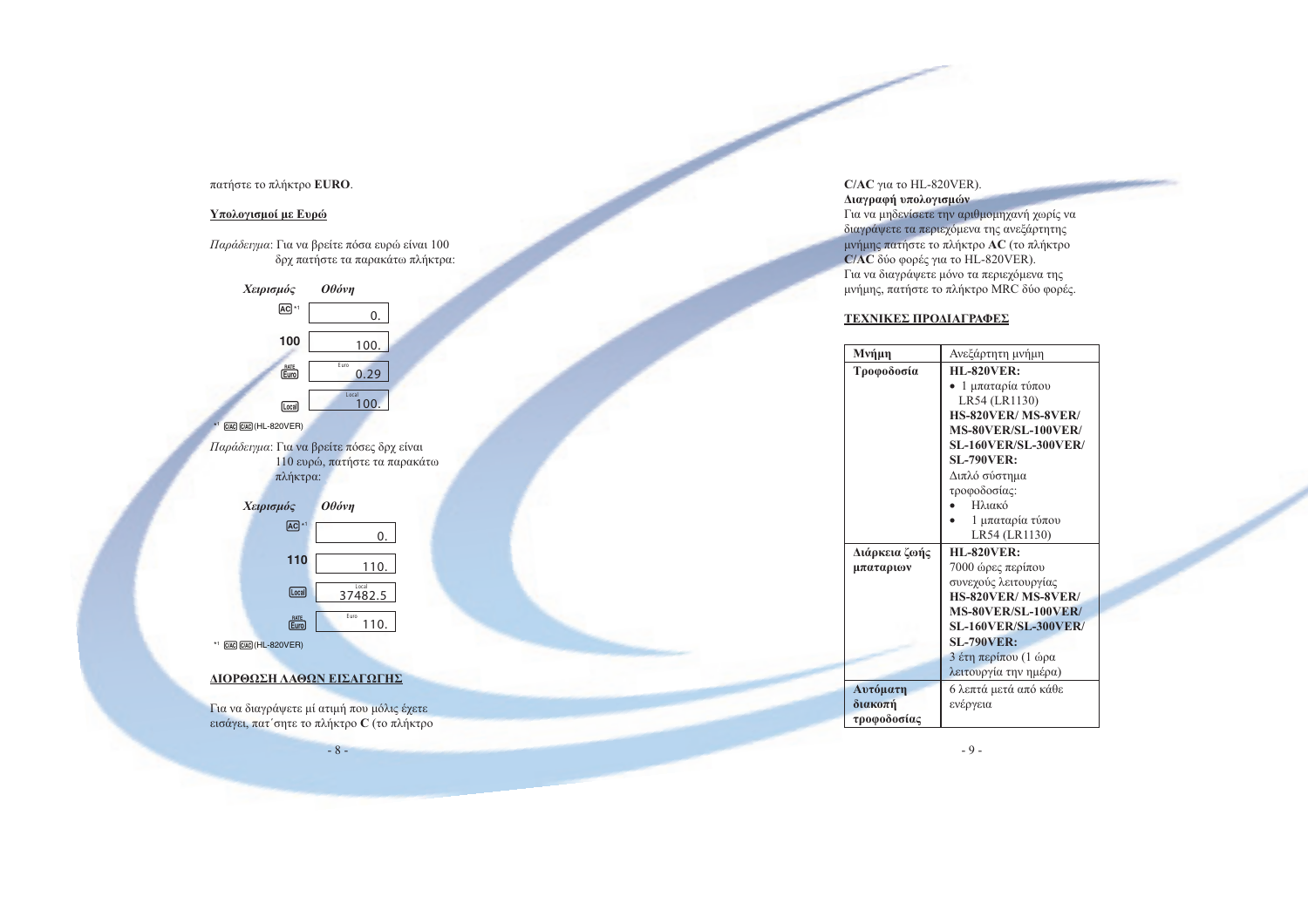πατήστε το πλήκτρο **EURO**.

**Υπολογισμοί με Ευρώ**

*Παράδειγμα*: Για να βρείτε πόσα ευρώ είναι 100 δρχ πατήστε τα παρακάτω πλήκτρα:

| *Χειρισμός* | *Οθόνη* |
|---|---|
| AC *1 | 0. |
| 100 | 100. |
| RATE Euro | Euro 0.29 |
| Local | Local 100. |

*1 C/AC C/AC (HL-820VER)

*Παράδειγμα*: Για να βρείτε πόσες δρχ είναι 110 ευρώ, πατήστε τα παρακάτω πλήκτρα:

| *Χειρισμός* | *Οθόνη* |
|---|---|
| AC *1 | 0. |
| 110 | 110. |
| Local | Local 37482.5 |
| RATE Euro | Euro 110. |

*1 C/AC C/AC (HL-820VER)

**ΔΙΟΡΘΩΣΗ ΛΑΘΩΝ ΕΙΣΑΓΩΓΗΣ**

Για να διαγράψετε μί ατιμή που μόλις έχετε εισάγει, πατ΄σητε το πλήκτρο **C** (το πλήκτρο **C/AC** για το HL-820VER).

**Διαγραφή υπολογισμών**

Για να μηδενίσετε την αριθμομηχανή χωρίς να διαγράψετε τα περιεχόμενα της ανεξάρτητης μνήμης πατήστε το πλήκτρο **AC** (το πλήκτρο **C/AC** δύο φορές για το HL-820VER).
Για να διαγράψετε μόνο τα περιεχόμενα της μνήμης, πατήστε το πλήκτρο MRC δύο φορές.

**ΤΕΧΝΙΚΕΣ ΠΡΟΔΙΑΓΡΑΦΕΣ**

| **Μνήμη** | Ανεξάρτητη μνήμη |
|---|---|
| **Τροφοδοσία** | **HL-820VER:** • 1 μπαταρία τύπου LR54 (LR1130) **HS-820VER/ MS-8VER/ MS-80VER/SL-100VER/ SL-160VER/SL-300VER/ SL-790VER:** Διπλό σύστημα τροφοδοσίας: • Ηλιακό • 1 μπαταρία τύπου LR54 (LR1130) |
| **Διάρκεια ζωής μπαταριων** | **HL-820VER:** 7000 ώρες περίπου συνεχούς λειτουργίας **HS-820VER/ MS-8VER/ MS-80VER/SL-100VER/ SL-160VER/SL-300VER/ SL-790VER:** 3 έτη περίπου (1 ώρα λειτουργία την ημέρα) |
| **Αυτόματη διακοπή τροφοδοσίας** | 6 λεπτά μετά από κάθε ενέργεια |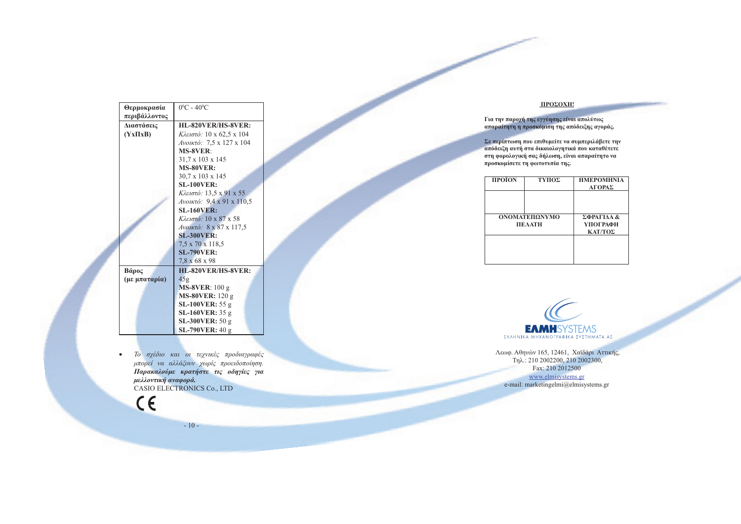| | |
|---|---|
| **Θερμοκρασία περιβάλλοντος** | $0^{0}C$ - $40^{0}C$ |
| **Διαστάσεις (ΥxΠxΒ)** | **HL-820VER/HS-8VER:** *Κλειστό:* 10 x 62,5 x 104 *Ανοικτό:* 7,5 x 127 x 104 **MS-8VER**: 31,7 x 103 x 145 **MS-80VER:** 30,7 x 103 x 145 **SL-100VER:** *Κλειστό:* 13,5 x 91 x 55 *Ανοικτό:* 9,4 x 91 x 110,5 **SL-160VER:** *Κλειστό:* 10 x 87 x 58 *Ανοικτό:* 8 x 87 x 117,5 **SL-300VER:** 7,5 x 70 x 118,5 **SL-790VER:** 7,8 x 68 x 98 |
| **Βάρος (με μπαταρία)** | **HL-820VER/HS-8VER:** 45g **MS-8VER**: 100 g **MS-80VER:** 120 g **SL-100VER:** 55 g **SL-160VER:** 35 g **SL-300VER:** 50 g **SL-790VER:** 40 g |

- *Το σχέδιο και οι τεχνικές προδιαγραφές μπορεί να αλλάξουν χωρίς προειδοποίηση.* ***Παρακαλούμε κρατήστε τις οδηγίες για μελλοντική αναφορά.***
  CASIO ELECTRONICS Co., LTD

CE

**ΠΡΟΣΟΧΗ!**

**Για την παροχή της εγγύησης είναι απολύτως απαραίτητη η προσκόμιση της απόδειξης αγοράς.**

**Σε περίπτωση που επιθυμείτε να συμπεριλάβετε την απόδειξη αυτή στα δικαιολογητικά που καταθέτετε στη φορολογική σας δήλωση, είναι απαραίτητο να προσκομίσετε τη φωτοτυπία της.**

| ΠΡΟΪΟΝ | ΤΥΠΟΣ | ΗΜΕΡΟΜΗΝΙΑ ΑΓΟΡΑΣ |
|---|---|---|
| | | |
| ΟΝΟΜΑΤΕΠΩΝΥΜΟ ΠΕΛΑΤΗ | | ΣΦΡΑΓΙΔΑ & ΥΠΟΓΡΑΦΗ ΚΑΤ/ΤΟΣ |
| | | |

**ΕΛΜΗ**SYSTEMS
ΕΛΛΗΝΙΚΑ ΜΗΧΑΝΟΓΡΑΦΙΚΑ ΣΥΣΤΗΜΑΤΑ ΑΕ

Λεωφ. Αθηνών 165, 12461, Χαϊδάρι Αττικής,
Τηλ.: 210 2002200, 210 2002300,
Fax: 210 2012500
www.elmisystems.gr
e-mail: marketingelmi@elmisystems.gr